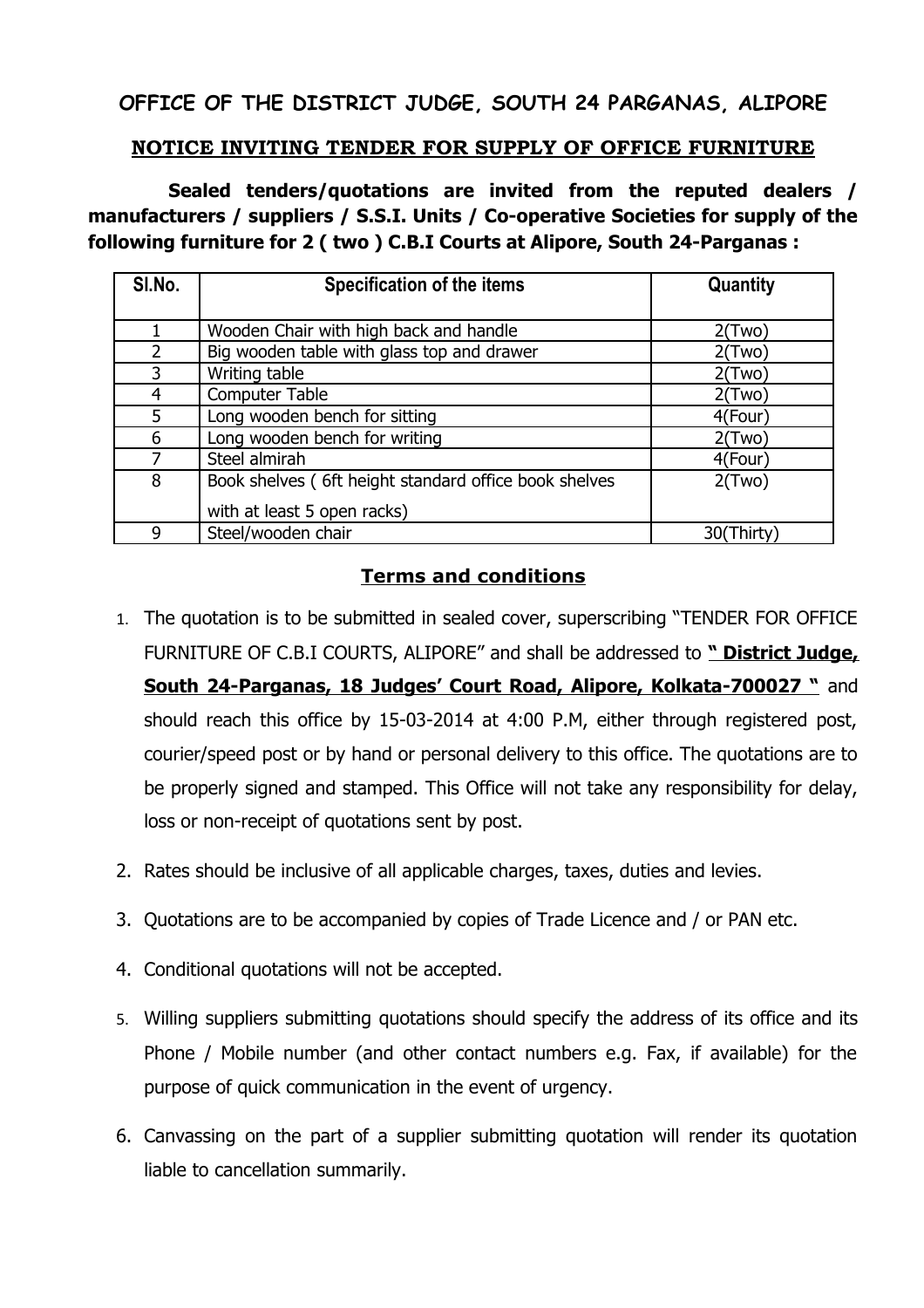# OFFICE OF THE DISTRICT JUDGE, SOUTH 24 PARGANAS, ALIPORE

## NOTICE INVITING TENDER FOR SUPPLY OF OFFICE FURNITURE

**Sealed tenders/quotations are invited from the reputed dealers / manufacturers / suppliers / S.S.I. Units / Co-operative Societies for supply of the following furniture for 2 ( two ) C.B.I Courts at Alipore, South 24-Parganas :**

| Sl.No. | Specification of the items | Quantity |
|---|---|---|
| 1 | Wooden Chair with high back and handle | 2(Two) |
| 2 | Big wooden table with glass top and drawer | 2(Two) |
| 3 | Writing table | 2(Two) |
| 4 | Computer Table | 2(Two) |
| 5 | Long wooden bench for sitting | 4(Four) |
| 6 | Long wooden bench for writing | 2(Two) |
| 7 | Steel almirah | 4(Four) |
| 8 | Book shelves ( 6ft height standard office book shelves with at least 5 open racks) | 2(Two) |
| 9 | Steel/wooden chair | 30(Thirty) |

## Terms and conditions

1. The quotation is to be submitted in sealed cover, superscribing "TENDER FOR OFFICE FURNITURE OF C.B.I COURTS, ALIPORE" and shall be addressed to **" District Judge, South 24-Parganas, 18 Judges' Court Road, Alipore, Kolkata-700027 "** and should reach this office by 15-03-2014 at 4:00 P.M, either through registered post, courier/speed post or by hand or personal delivery to this office. The quotations are to be properly signed and stamped. This Office will not take any responsibility for delay, loss or non-receipt of quotations sent by post.
2. Rates should be inclusive of all applicable charges, taxes, duties and levies.
3. Quotations are to be accompanied by copies of Trade Licence and / or PAN etc.
4. Conditional quotations will not be accepted.
5. Willing suppliers submitting quotations should specify the address of its office and its Phone / Mobile number (and other contact numbers e.g. Fax, if available) for the purpose of quick communication in the event of urgency.
6. Canvassing on the part of a supplier submitting quotation will render its quotation liable to cancellation summarily.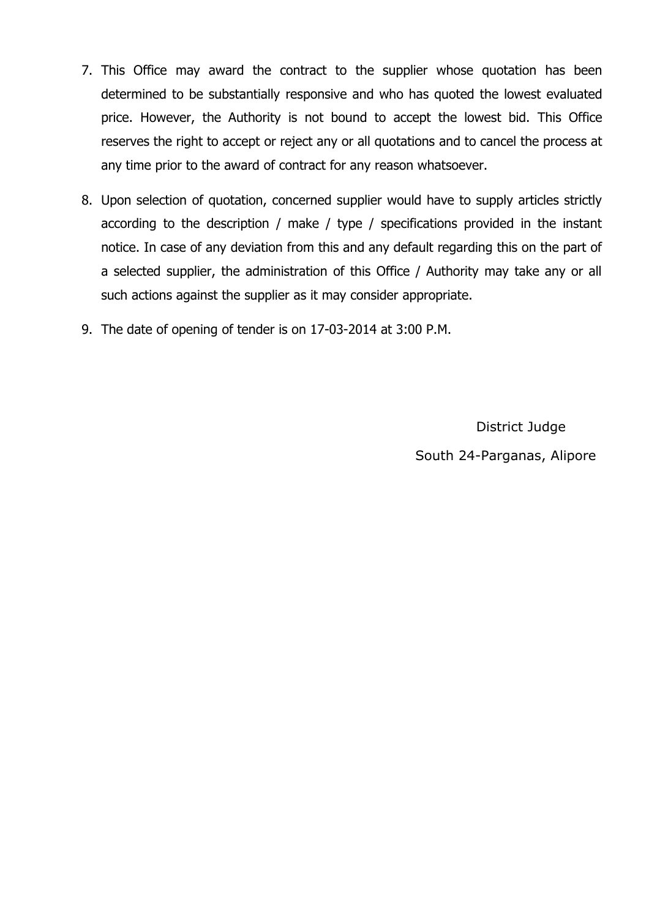7. This Office may award the contract to the supplier whose quotation has been determined to be substantially responsive and who has quoted the lowest evaluated price. However, the Authority is not bound to accept the lowest bid. This Office reserves the right to accept or reject any or all quotations and to cancel the process at any time prior to the award of contract for any reason whatsoever.

8. Upon selection of quotation, concerned supplier would have to supply articles strictly according to the description / make / type / specifications provided in the instant notice. In case of any deviation from this and any default regarding this on the part of a selected supplier, the administration of this Office / Authority may take any or all such actions against the supplier as it may consider appropriate.

9. The date of opening of tender is on 17-03-2014 at 3:00 P.M.

District Judge

South 24-Parganas, Alipore